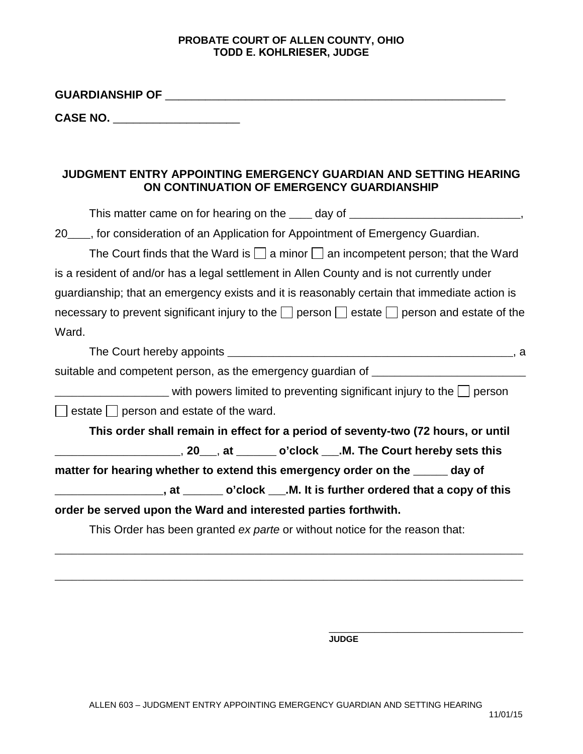**PROBATE COURT OF ALLEN COUNTY, OHIO**
**TODD E. KOHLRIESER, JUDGE**

**GUARDIANSHIP OF** _______________________________________________________

**CASE NO.** ____________________

## JUDGMENT ENTRY APPOINTING EMERGENCY GUARDIAN AND SETTING HEARING ON CONTINUATION OF EMERGENCY GUARDIANSHIP

This matter came on for hearing on the ____ day of ___________________________, 20____, for consideration of an Application for Appointment of Emergency Guardian.

The Court finds that the Ward is ☐ a minor ☐ an incompetent person; that the Ward is a resident of and/or has a legal settlement in Allen County and is not currently under guardianship; that an emergency exists and it is reasonably certain that immediate action is necessary to prevent significant injury to the ☐ person ☐ estate ☐ person and estate of the Ward.

The Court hereby appoints _______________________________________________, a suitable and competent person, as the emergency guardian of ________________________ __________________ with powers limited to preventing significant injury to the ☐ person ☐ estate ☐ person and estate of the ward.

**This order shall remain in effect for a period of seventy-two (72 hours, or until ___________________, 20___, at ______ o'clock ___.M. The Court hereby sets this matter for hearing whether to extend this emergency order on the _____ day of _________________, at ______ o'clock ___.M. It is further ordered that a copy of this order be served upon the Ward and interested parties forthwith.**

This Order has been granted *ex parte* or without notice for the reason that:

_____________________________________________________________________________

_____________________________________________________________________________

___________________________________
**JUDGE**

ALLEN 603 – JUDGMENT ENTRY APPOINTING EMERGENCY GUARDIAN AND SETTING HEARING 11/01/15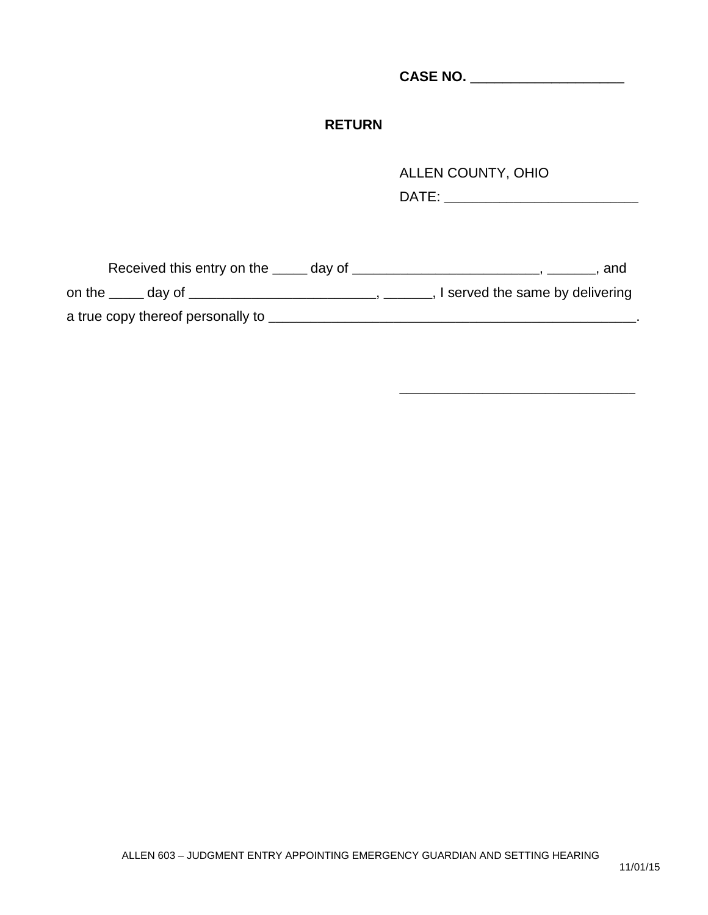**CASE NO. ____________________**

**RETURN**

ALLEN COUNTY, OHIO

DATE: _________________________

Received this entry on the _____ day of _________________________, _______, and on the _____ day of _________________________, _______, I served the same by delivering a true copy thereof personally to ___________________________________________________.

_______________________________

ALLEN 603 – JUDGMENT ENTRY APPOINTING EMERGENCY GUARDIAN AND SETTING HEARING

11/01/15